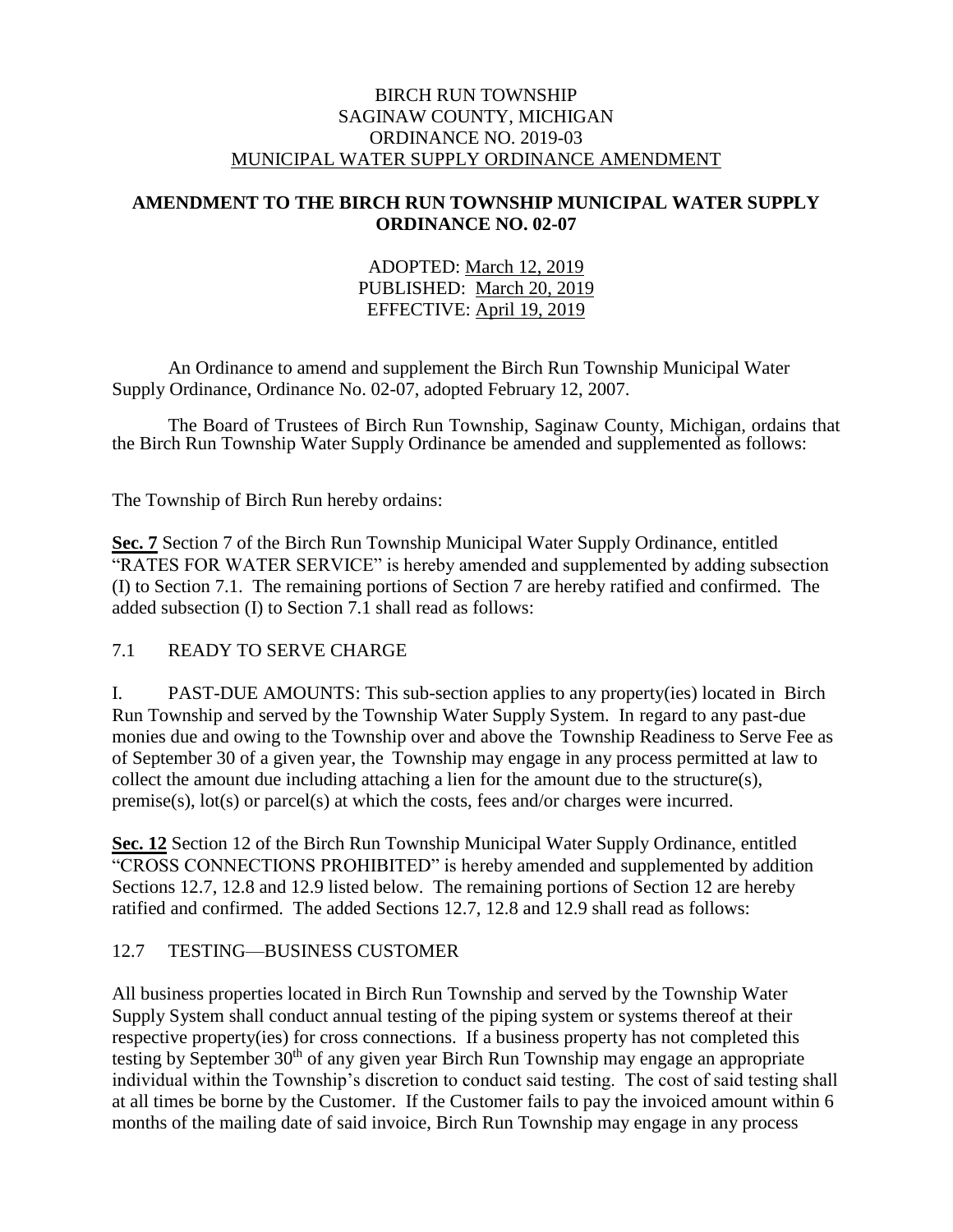BIRCH RUN TOWNSHIP
SAGINAW COUNTY, MICHIGAN
ORDINANCE NO. 2019-03
MUNICIPAL WATER SUPPLY ORDINANCE AMENDMENT

**AMENDMENT TO THE BIRCH RUN TOWNSHIP MUNICIPAL WATER SUPPLY ORDINANCE NO. 02-07**

ADOPTED: March 12, 2019
PUBLISHED: March 20, 2019
EFFECTIVE: April 19, 2019

An Ordinance to amend and supplement the Birch Run Township Municipal Water Supply Ordinance, Ordinance No. 02-07, adopted February 12, 2007.

The Board of Trustees of Birch Run Township, Saginaw County, Michigan, ordains that the Birch Run Township Water Supply Ordinance be amended and supplemented as follows:

The Township of Birch Run hereby ordains:

**Sec. 7** Section 7 of the Birch Run Township Municipal Water Supply Ordinance, entitled "RATES FOR WATER SERVICE" is hereby amended and supplemented by adding subsection (I) to Section 7.1. The remaining portions of Section 7 are hereby ratified and confirmed. The added subsection (I) to Section 7.1 shall read as follows:

7.1 READY TO SERVE CHARGE

I. PAST-DUE AMOUNTS: This sub-section applies to any property(ies) located in Birch Run Township and served by the Township Water Supply System. In regard to any past-due monies due and owing to the Township over and above the Township Readiness to Serve Fee as of September 30 of a given year, the Township may engage in any process permitted at law to collect the amount due including attaching a lien for the amount due to the structure(s), premise(s), lot(s) or parcel(s) at which the costs, fees and/or charges were incurred.

**Sec. 12** Section 12 of the Birch Run Township Municipal Water Supply Ordinance, entitled "CROSS CONNECTIONS PROHIBITED" is hereby amended and supplemented by addition Sections 12.7, 12.8 and 12.9 listed below. The remaining portions of Section 12 are hereby ratified and confirmed. The added Sections 12.7, 12.8 and 12.9 shall read as follows:

12.7 TESTING—BUSINESS CUSTOMER

All business properties located in Birch Run Township and served by the Township Water Supply System shall conduct annual testing of the piping system or systems thereof at their respective property(ies) for cross connections. If a business property has not completed this testing by September 30th of any given year Birch Run Township may engage an appropriate individual within the Township's discretion to conduct said testing. The cost of said testing shall at all times be borne by the Customer. If the Customer fails to pay the invoiced amount within 6 months of the mailing date of said invoice, Birch Run Township may engage in any process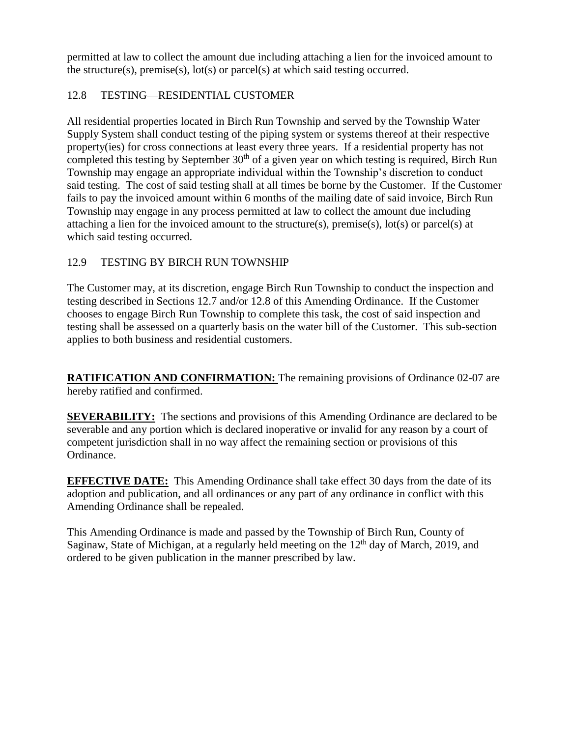permitted at law to collect the amount due including attaching a lien for the invoiced amount to the structure(s), premise(s), lot(s) or parcel(s) at which said testing occurred.

## 12.8 TESTING—RESIDENTIAL CUSTOMER

All residential properties located in Birch Run Township and served by the Township Water Supply System shall conduct testing of the piping system or systems thereof at their respective property(ies) for cross connections at least every three years. If a residential property has not completed this testing by September 30th of a given year on which testing is required, Birch Run Township may engage an appropriate individual within the Township's discretion to conduct said testing. The cost of said testing shall at all times be borne by the Customer. If the Customer fails to pay the invoiced amount within 6 months of the mailing date of said invoice, Birch Run Township may engage in any process permitted at law to collect the amount due including attaching a lien for the invoiced amount to the structure(s), premise(s), lot(s) or parcel(s) at which said testing occurred.

## 12.9 TESTING BY BIRCH RUN TOWNSHIP

The Customer may, at its discretion, engage Birch Run Township to conduct the inspection and testing described in Sections 12.7 and/or 12.8 of this Amending Ordinance. If the Customer chooses to engage Birch Run Township to complete this task, the cost of said inspection and testing shall be assessed on a quarterly basis on the water bill of the Customer. This sub-section applies to both business and residential customers.

**RATIFICATION AND CONFIRMATION:** The remaining provisions of Ordinance 02-07 are hereby ratified and confirmed.

**SEVERABILITY:** The sections and provisions of this Amending Ordinance are declared to be severable and any portion which is declared inoperative or invalid for any reason by a court of competent jurisdiction shall in no way affect the remaining section or provisions of this Ordinance.

**EFFECTIVE DATE:** This Amending Ordinance shall take effect 30 days from the date of its adoption and publication, and all ordinances or any part of any ordinance in conflict with this Amending Ordinance shall be repealed.

This Amending Ordinance is made and passed by the Township of Birch Run, County of Saginaw, State of Michigan, at a regularly held meeting on the 12th day of March, 2019, and ordered to be given publication in the manner prescribed by law.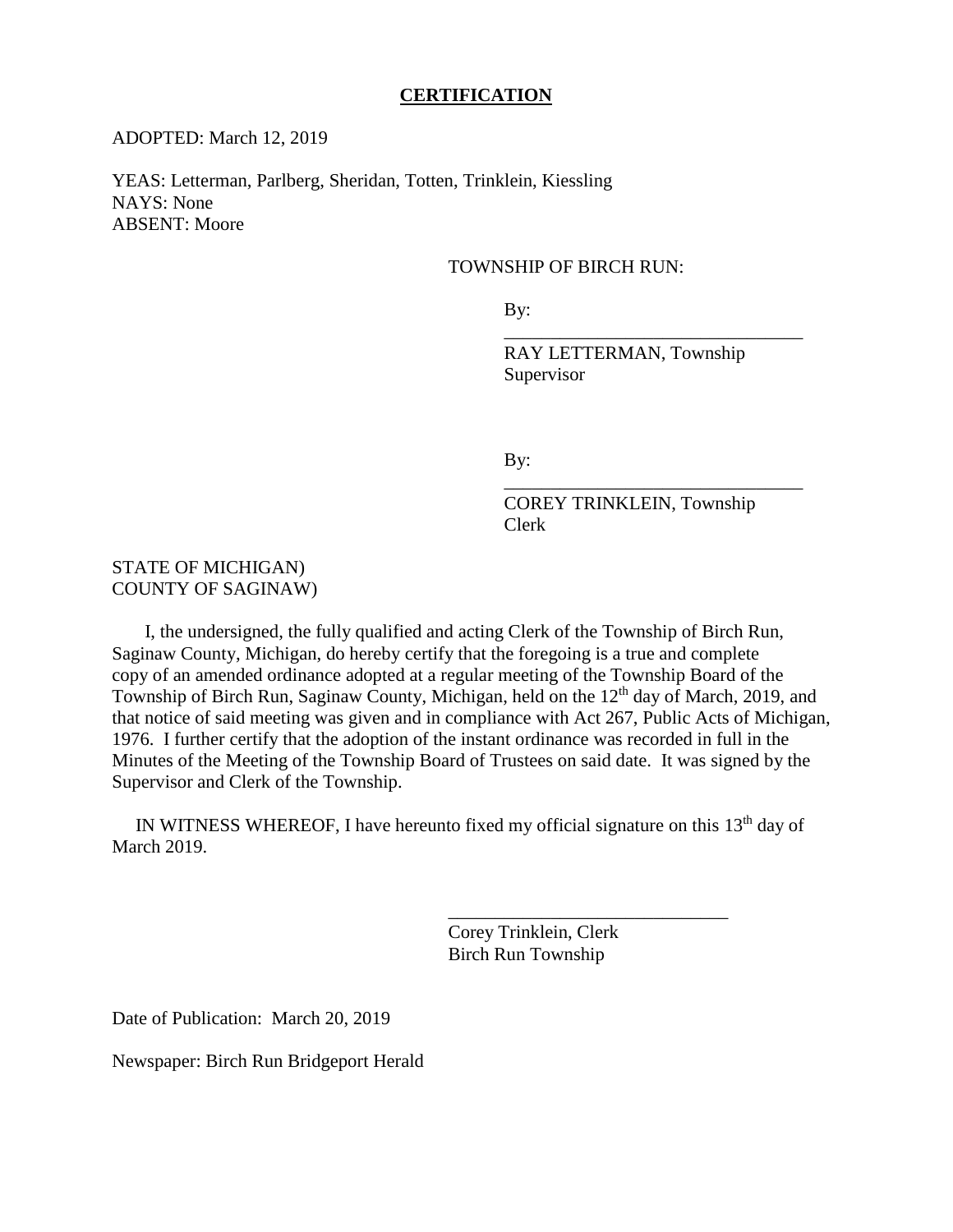**CERTIFICATION**

ADOPTED: March 12, 2019

YEAS: Letterman, Parlberg, Sheridan, Totten, Trinklein, Kiessling
NAYS: None
ABSENT: Moore

TOWNSHIP OF BIRCH RUN:

By:

\_\_\_\_\_\_\_\_\_\_\_\_\_\_\_\_\_\_\_\_\_\_\_\_\_\_\_\_\_\_\_\_
RAY LETTERMAN, Township Supervisor

By:

\_\_\_\_\_\_\_\_\_\_\_\_\_\_\_\_\_\_\_\_\_\_\_\_\_\_\_\_\_\_\_\_
COREY TRINKLEIN, Township Clerk

STATE OF MICHIGAN)
COUNTY OF SAGINAW)

I, the undersigned, the fully qualified and acting Clerk of the Township of Birch Run, Saginaw County, Michigan, do hereby certify that the foregoing is a true and complete copy of an amended ordinance adopted at a regular meeting of the Township Board of the Township of Birch Run, Saginaw County, Michigan, held on the 12th day of March, 2019, and that notice of said meeting was given and in compliance with Act 267, Public Acts of Michigan, 1976. I further certify that the adoption of the instant ordinance was recorded in full in the Minutes of the Meeting of the Township Board of Trustees on said date. It was signed by the Supervisor and Clerk of the Township.

IN WITNESS WHEREOF, I have hereunto fixed my official signature on this 13th day of March 2019.

\_\_\_\_\_\_\_\_\_\_\_\_\_\_\_\_\_\_\_\_\_\_\_\_\_\_\_\_\_\_
Corey Trinklein, Clerk
Birch Run Township

Date of Publication: March 20, 2019

Newspaper: Birch Run Bridgeport Herald